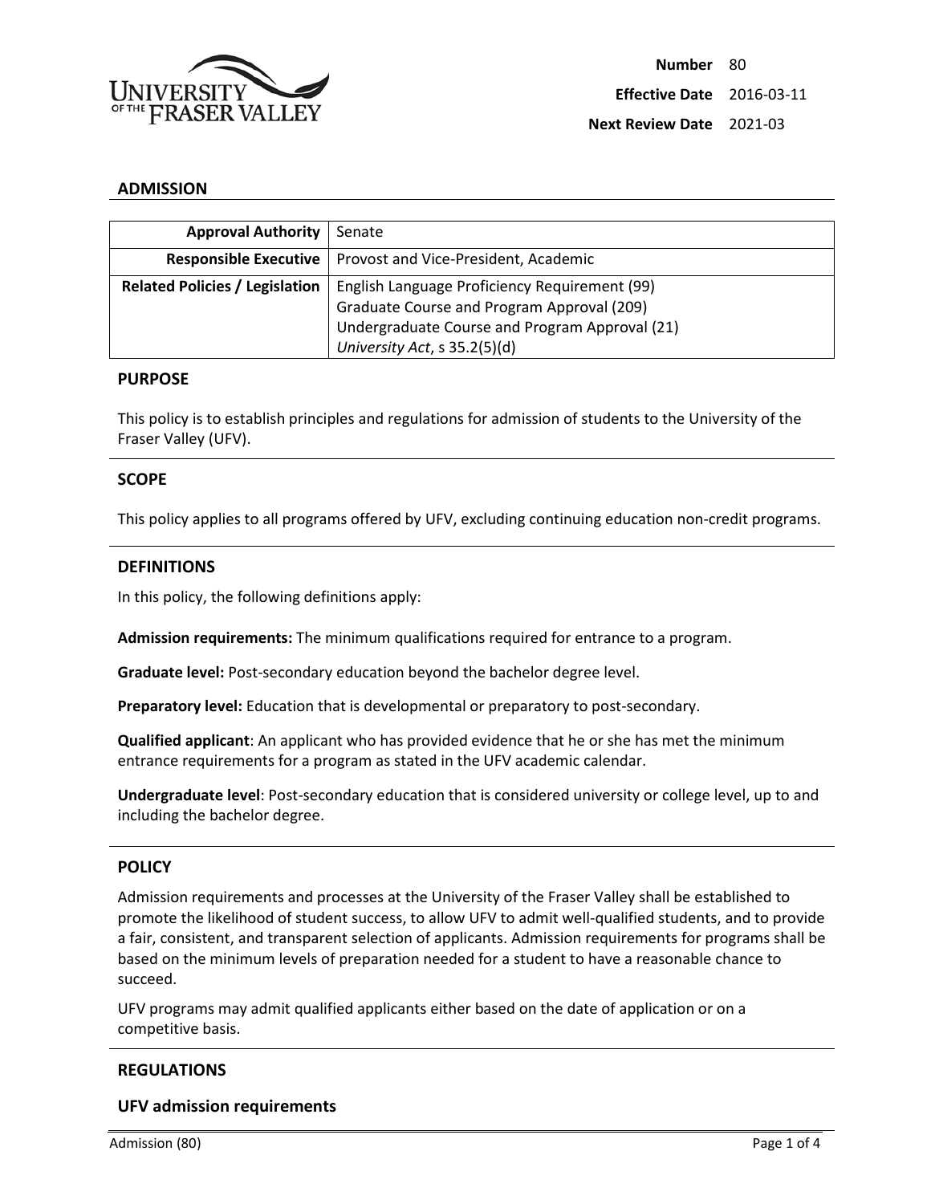| | |
|---|---|
| **Number** | 80 |
| **Effective Date** | 2016-03-11 |
| **Next Review Date** | 2021-03 |

## ADMISSION

| | |
|---|---|
| **Approval Authority** | Senate |
| **Responsible Executive** | Provost and Vice-President, Academic |
| **Related Policies / Legislation** | English Language Proficiency Requirement (99)<br>Graduate Course and Program Approval (209)<br>Undergraduate Course and Program Approval (21)<br>*University Act*, s 35.2(5)(d) |

### PURPOSE

This policy is to establish principles and regulations for admission of students to the University of the Fraser Valley (UFV).

### SCOPE

This policy applies to all programs offered by UFV, excluding continuing education non-credit programs.

### DEFINITIONS

In this policy, the following definitions apply:

**Admission requirements:** The minimum qualifications required for entrance to a program.

**Graduate level:** Post-secondary education beyond the bachelor degree level.

**Preparatory level:** Education that is developmental or preparatory to post-secondary.

**Qualified applicant**: An applicant who has provided evidence that he or she has met the minimum entrance requirements for a program as stated in the UFV academic calendar.

**Undergraduate level**: Post-secondary education that is considered university or college level, up to and including the bachelor degree.

### POLICY

Admission requirements and processes at the University of the Fraser Valley shall be established to promote the likelihood of student success, to allow UFV to admit well-qualified students, and to provide a fair, consistent, and transparent selection of applicants. Admission requirements for programs shall be based on the minimum levels of preparation needed for a student to have a reasonable chance to succeed.

UFV programs may admit qualified applicants either based on the date of application or on a competitive basis.

### REGULATIONS

#### UFV admission requirements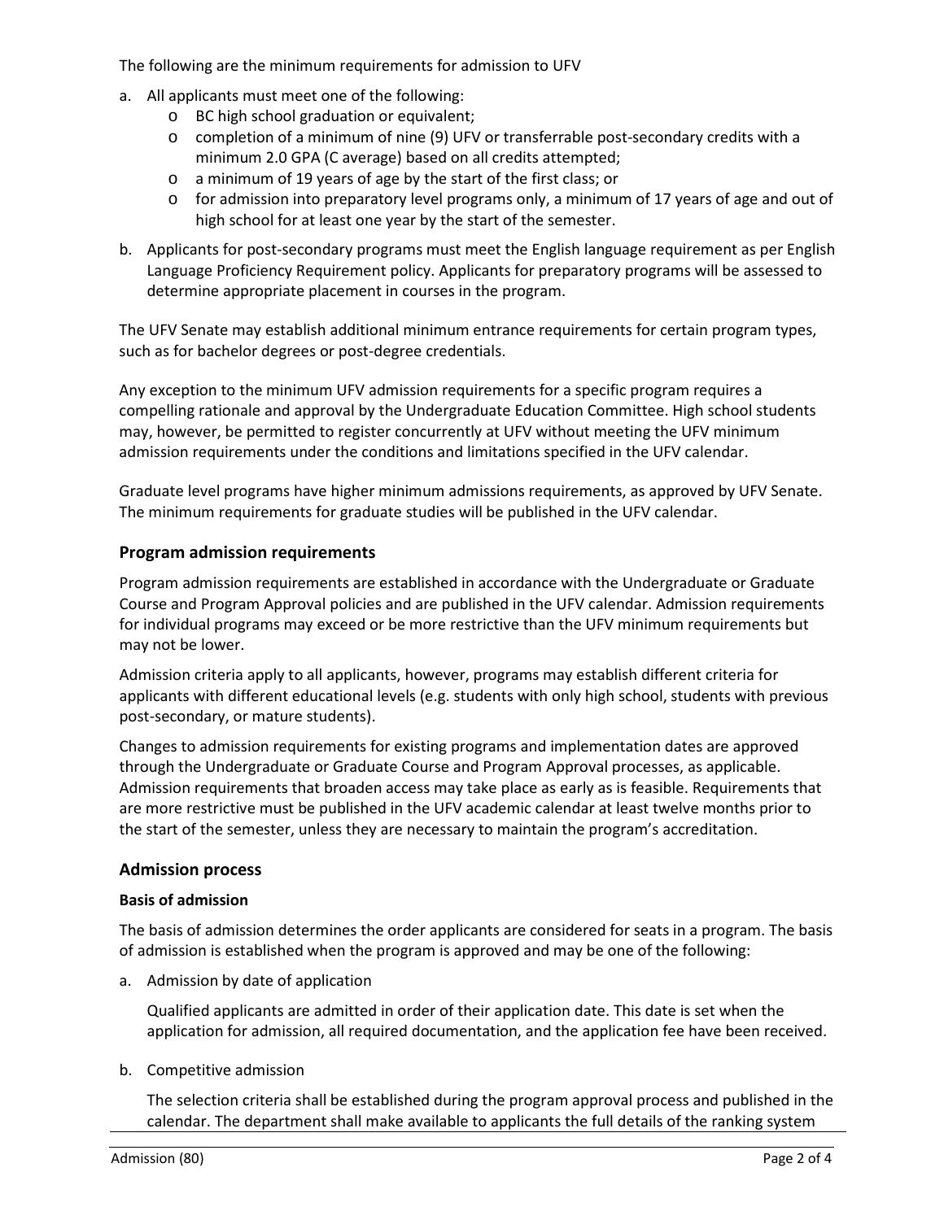The following are the minimum requirements for admission to UFV

a. All applicants must meet one of the following:
    - BC high school graduation or equivalent;
    - completion of a minimum of nine (9) UFV or transferrable post-secondary credits with a minimum 2.0 GPA (C average) based on all credits attempted;
    - a minimum of 19 years of age by the start of the first class; or
    - for admission into preparatory level programs only, a minimum of 17 years of age and out of high school for at least one year by the start of the semester.
b. Applicants for post-secondary programs must meet the English language requirement as per English Language Proficiency Requirement policy. Applicants for preparatory programs will be assessed to determine appropriate placement in courses in the program.

The UFV Senate may establish additional minimum entrance requirements for certain program types, such as for bachelor degrees or post-degree credentials.

Any exception to the minimum UFV admission requirements for a specific program requires a compelling rationale and approval by the Undergraduate Education Committee. High school students may, however, be permitted to register concurrently at UFV without meeting the UFV minimum admission requirements under the conditions and limitations specified in the UFV calendar.

Graduate level programs have higher minimum admissions requirements, as approved by UFV Senate. The minimum requirements for graduate studies will be published in the UFV calendar.

## Program admission requirements

Program admission requirements are established in accordance with the Undergraduate or Graduate Course and Program Approval policies and are published in the UFV calendar. Admission requirements for individual programs may exceed or be more restrictive than the UFV minimum requirements but may not be lower.

Admission criteria apply to all applicants, however, programs may establish different criteria for applicants with different educational levels (e.g. students with only high school, students with previous post-secondary, or mature students).

Changes to admission requirements for existing programs and implementation dates are approved through the Undergraduate or Graduate Course and Program Approval processes, as applicable. Admission requirements that broaden access may take place as early as is feasible. Requirements that are more restrictive must be published in the UFV academic calendar at least twelve months prior to the start of the semester, unless they are necessary to maintain the program's accreditation.

## Admission process

### Basis of admission

The basis of admission determines the order applicants are considered for seats in a program. The basis of admission is established when the program is approved and may be one of the following:

a. Admission by date of application

    Qualified applicants are admitted in order of their application date. This date is set when the application for admission, all required documentation, and the application fee have been received.

b. Competitive admission

    The selection criteria shall be established during the program approval process and published in the calendar. The department shall make available to applicants the full details of the ranking system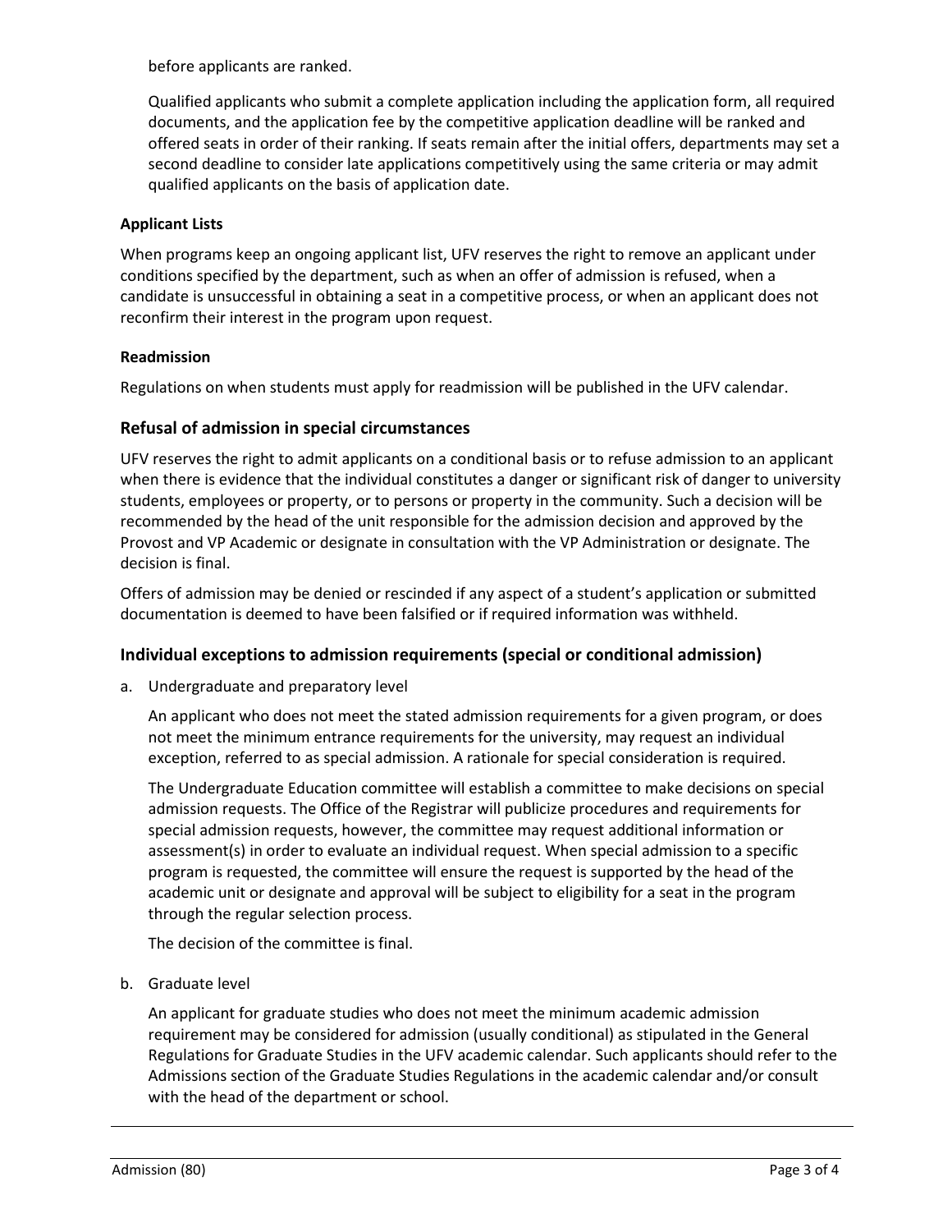before applicants are ranked.

Qualified applicants who submit a complete application including the application form, all required documents, and the application fee by the competitive application deadline will be ranked and offered seats in order of their ranking. If seats remain after the initial offers, departments may set a second deadline to consider late applications competitively using the same criteria or may admit qualified applicants on the basis of application date.

**Applicant Lists**

When programs keep an ongoing applicant list, UFV reserves the right to remove an applicant under conditions specified by the department, such as when an offer of admission is refused, when a candidate is unsuccessful in obtaining a seat in a competitive process, or when an applicant does not reconfirm their interest in the program upon request.

**Readmission**

Regulations on when students must apply for readmission will be published in the UFV calendar.

### Refusal of admission in special circumstances

UFV reserves the right to admit applicants on a conditional basis or to refuse admission to an applicant when there is evidence that the individual constitutes a danger or significant risk of danger to university students, employees or property, or to persons or property in the community. Such a decision will be recommended by the head of the unit responsible for the admission decision and approved by the Provost and VP Academic or designate in consultation with the VP Administration or designate. The decision is final.

Offers of admission may be denied or rescinded if any aspect of a student's application or submitted documentation is deemed to have been falsified or if required information was withheld.

### Individual exceptions to admission requirements (special or conditional admission)

a. Undergraduate and preparatory level

   An applicant who does not meet the stated admission requirements for a given program, or does not meet the minimum entrance requirements for the university, may request an individual exception, referred to as special admission. A rationale for special consideration is required.

   The Undergraduate Education committee will establish a committee to make decisions on special admission requests. The Office of the Registrar will publicize procedures and requirements for special admission requests, however, the committee may request additional information or assessment(s) in order to evaluate an individual request. When special admission to a specific program is requested, the committee will ensure the request is supported by the head of the academic unit or designate and approval will be subject to eligibility for a seat in the program through the regular selection process.

   The decision of the committee is final.

b. Graduate level

   An applicant for graduate studies who does not meet the minimum academic admission requirement may be considered for admission (usually conditional) as stipulated in the General Regulations for Graduate Studies in the UFV academic calendar. Such applicants should refer to the Admissions section of the Graduate Studies Regulations in the academic calendar and/or consult with the head of the department or school.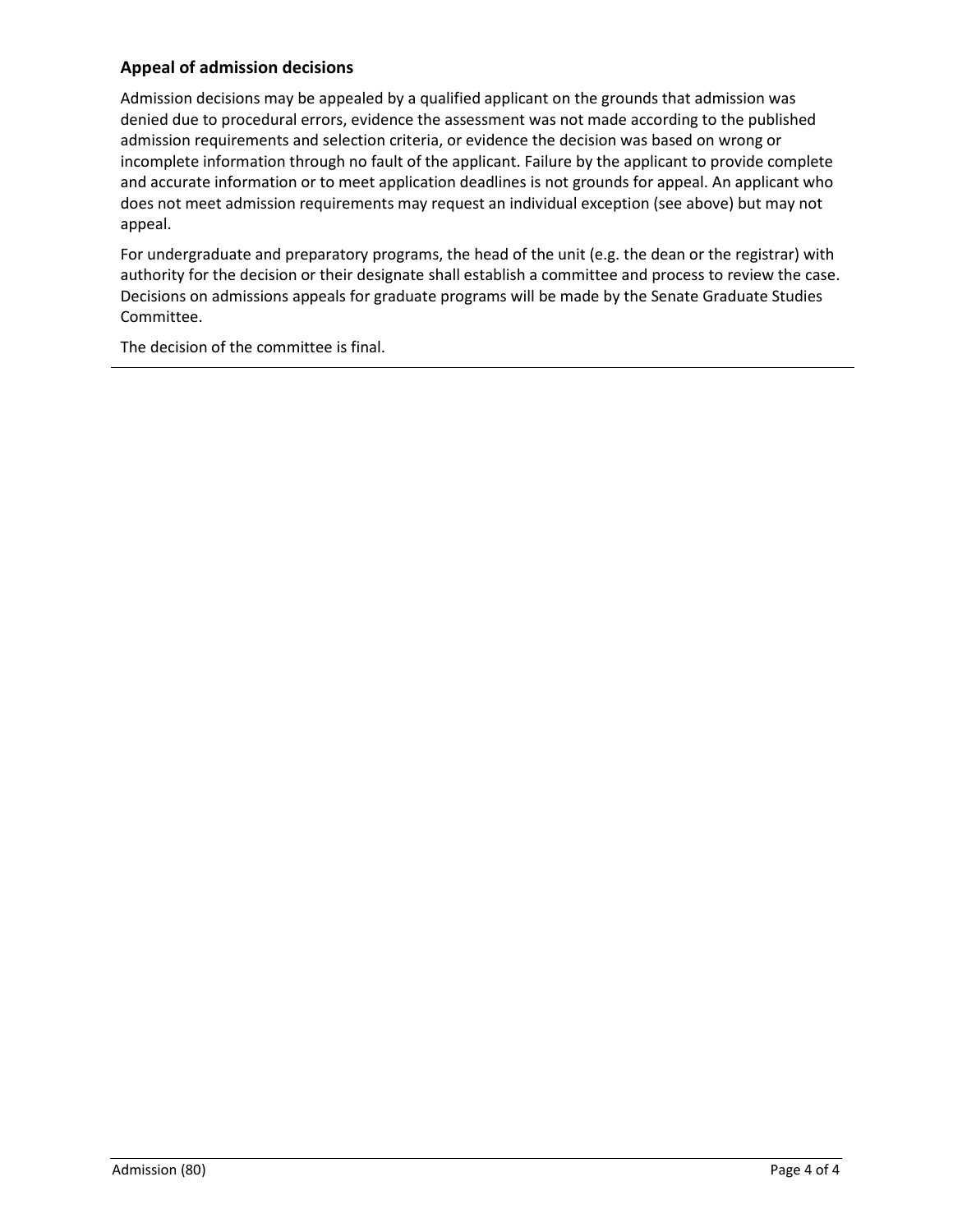### Appeal of admission decisions

Admission decisions may be appealed by a qualified applicant on the grounds that admission was denied due to procedural errors, evidence the assessment was not made according to the published admission requirements and selection criteria, or evidence the decision was based on wrong or incomplete information through no fault of the applicant. Failure by the applicant to provide complete and accurate information or to meet application deadlines is not grounds for appeal. An applicant who does not meet admission requirements may request an individual exception (see above) but may not appeal.

For undergraduate and preparatory programs, the head of the unit (e.g. the dean or the registrar) with authority for the decision or their designate shall establish a committee and process to review the case. Decisions on admissions appeals for graduate programs will be made by the Senate Graduate Studies Committee.

The decision of the committee is final.